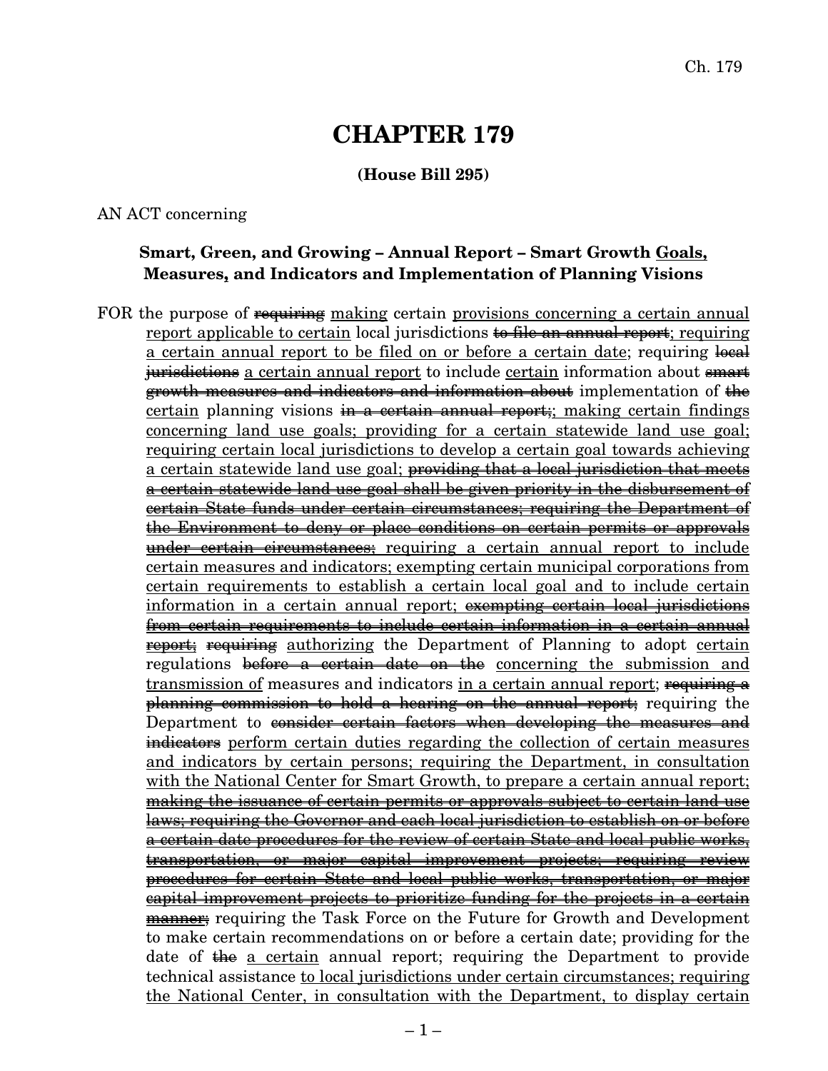# CHAPTER 179

**(House Bill 295)**

AN ACT concerning

**Smart, Green, and Growing – Annual Report – Smart Growth <u>Goals,</u> Measures, and Indicators and Implementation of Planning Visions**

FOR the purpose of ~~requiring~~ <u>making</u> certain <u>provisions concerning a certain annual report applicable to certain</u> local jurisdictions ~~to file an annual report~~<u>; requiring a certain annual report to be filed on or before a certain date</u>; requiring ~~local jurisdictions~~ <u>a certain annual report</u> to include <u>certain</u> information about ~~smart growth measures and indicators and information about~~ implementation of ~~the~~ <u>certain</u> planning visions ~~in a certain annual report;~~<u>; making certain findings concerning land use goals; providing for a certain statewide land use goal; requiring certain local jurisdictions to develop a certain goal towards achieving a certain statewide land use goal;</u> ~~providing that a local jurisdiction that meets a certain statewide land use goal shall be given priority in the disbursement of certain State funds under certain circumstances; requiring the Department of the Environment to deny or place conditions on certain permits or approvals under certain circumstances;~~ <u>requiring a certain annual report to include certain measures and indicators; exempting certain municipal corporations from certain requirements to establish a certain local goal and to include certain information in a certain annual report;</u> ~~exempting certain local jurisdictions from certain requirements to include certain information in a certain annual report;~~ ~~requiring~~ <u>authorizing</u> the Department of Planning to adopt <u>certain</u> regulations ~~before a certain date on the~~ <u>concerning the submission and transmission of</u> measures and indicators <u>in a certain annual report</u>; ~~requiring a planning commission to hold a hearing on the annual report;~~ requiring the Department to ~~consider certain factors when developing the measures and indicators~~ <u>perform certain duties regarding the collection of certain measures and indicators by certain persons; requiring the Department, in consultation with the National Center for Smart Growth, to prepare a certain annual report;</u> ~~making the issuance of certain permits or approvals subject to certain land use laws; requiring the Governor and each local jurisdiction to establish on or before a certain date procedures for the review of certain State and local public works, transportation, or major capital improvement projects; requiring review procedures for certain State and local public works, transportation, or major capital improvement projects to prioritize funding for the projects in a certain manner;~~ requiring the Task Force on the Future for Growth and Development to make certain recommendations on or before a certain date; providing for the date of ~~the~~ <u>a certain</u> annual report; requiring the Department to provide technical assistance <u>to local jurisdictions under certain circumstances; requiring the National Center, in consultation with the Department, to display certain</u>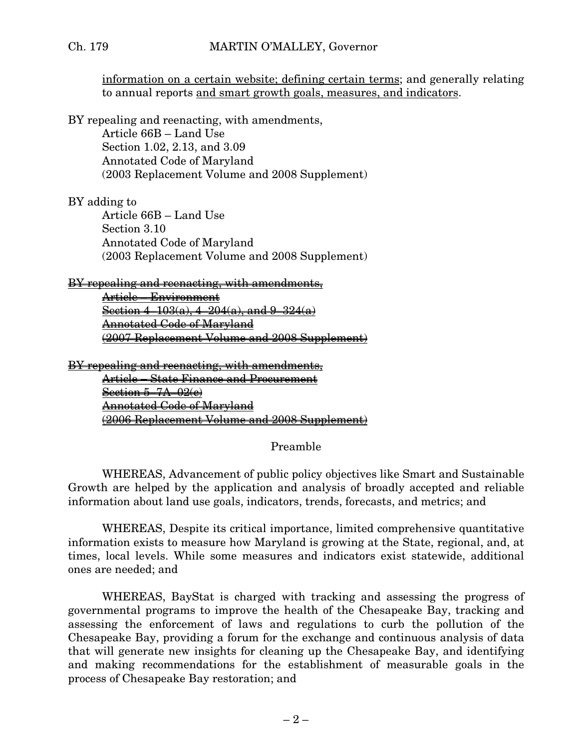information on a certain website; defining certain terms; and generally relating to annual reports and smart growth goals, measures, and indicators.

BY repealing and reenacting, with amendments,
Article 66B – Land Use
Section 1.02, 2.13, and 3.09
Annotated Code of Maryland
(2003 Replacement Volume and 2008 Supplement)

BY adding to
Article 66B – Land Use
Section 3.10
Annotated Code of Maryland
(2003 Replacement Volume and 2008 Supplement)

~~BY repealing and reenacting, with amendments,~~
~~Article – Environment~~
~~Section 4–103(a), 4–204(a), and 9–324(a)~~
~~Annotated Code of Maryland~~
~~(2007 Replacement Volume and 2008 Supplement)~~

~~BY repealing and reenacting, with amendments,~~
~~Article – State Finance and Procurement~~
~~Section 5–7A–02(c)~~
~~Annotated Code of Maryland~~
~~(2006 Replacement Volume and 2008 Supplement)~~

Preamble

WHEREAS, Advancement of public policy objectives like Smart and Sustainable Growth are helped by the application and analysis of broadly accepted and reliable information about land use goals, indicators, trends, forecasts, and metrics; and

WHEREAS, Despite its critical importance, limited comprehensive quantitative information exists to measure how Maryland is growing at the State, regional, and, at times, local levels. While some measures and indicators exist statewide, additional ones are needed; and

WHEREAS, BayStat is charged with tracking and assessing the progress of governmental programs to improve the health of the Chesapeake Bay, tracking and assessing the enforcement of laws and regulations to curb the pollution of the Chesapeake Bay, providing a forum for the exchange and continuous analysis of data that will generate new insights for cleaning up the Chesapeake Bay, and identifying and making recommendations for the establishment of measurable goals in the process of Chesapeake Bay restoration; and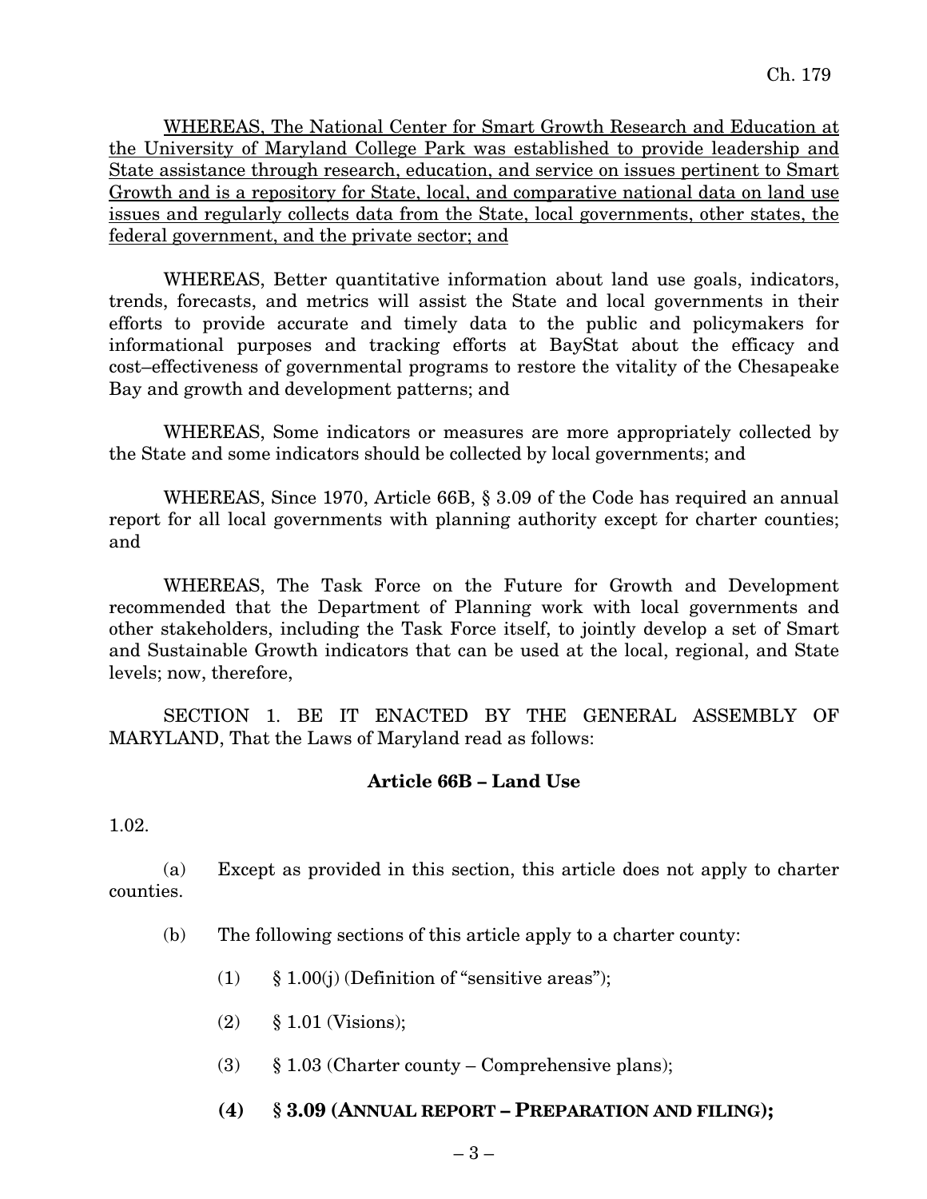WHEREAS, The National Center for Smart Growth Research and Education at the University of Maryland College Park was established to provide leadership and State assistance through research, education, and service on issues pertinent to Smart Growth and is a repository for State, local, and comparative national data on land use issues and regularly collects data from the State, local governments, other states, the federal government, and the private sector; and

WHEREAS, Better quantitative information about land use goals, indicators, trends, forecasts, and metrics will assist the State and local governments in their efforts to provide accurate and timely data to the public and policymakers for informational purposes and tracking efforts at BayStat about the efficacy and cost–effectiveness of governmental programs to restore the vitality of the Chesapeake Bay and growth and development patterns; and

WHEREAS, Some indicators or measures are more appropriately collected by the State and some indicators should be collected by local governments; and

WHEREAS, Since 1970, Article 66B, § 3.09 of the Code has required an annual report for all local governments with planning authority except for charter counties; and

WHEREAS, The Task Force on the Future for Growth and Development recommended that the Department of Planning work with local governments and other stakeholders, including the Task Force itself, to jointly develop a set of Smart and Sustainable Growth indicators that can be used at the local, regional, and State levels; now, therefore,

SECTION 1. BE IT ENACTED BY THE GENERAL ASSEMBLY OF MARYLAND, That the Laws of Maryland read as follows:

**Article 66B – Land Use**

1.02.

(a) Except as provided in this section, this article does not apply to charter counties.

(b) The following sections of this article apply to a charter county:

(1) § 1.00(j) (Definition of "sensitive areas");

(2) § 1.01 (Visions);

(3) § 1.03 (Charter county – Comprehensive plans);

**(4) § 3.09 (ANNUAL REPORT – PREPARATION AND FILING);**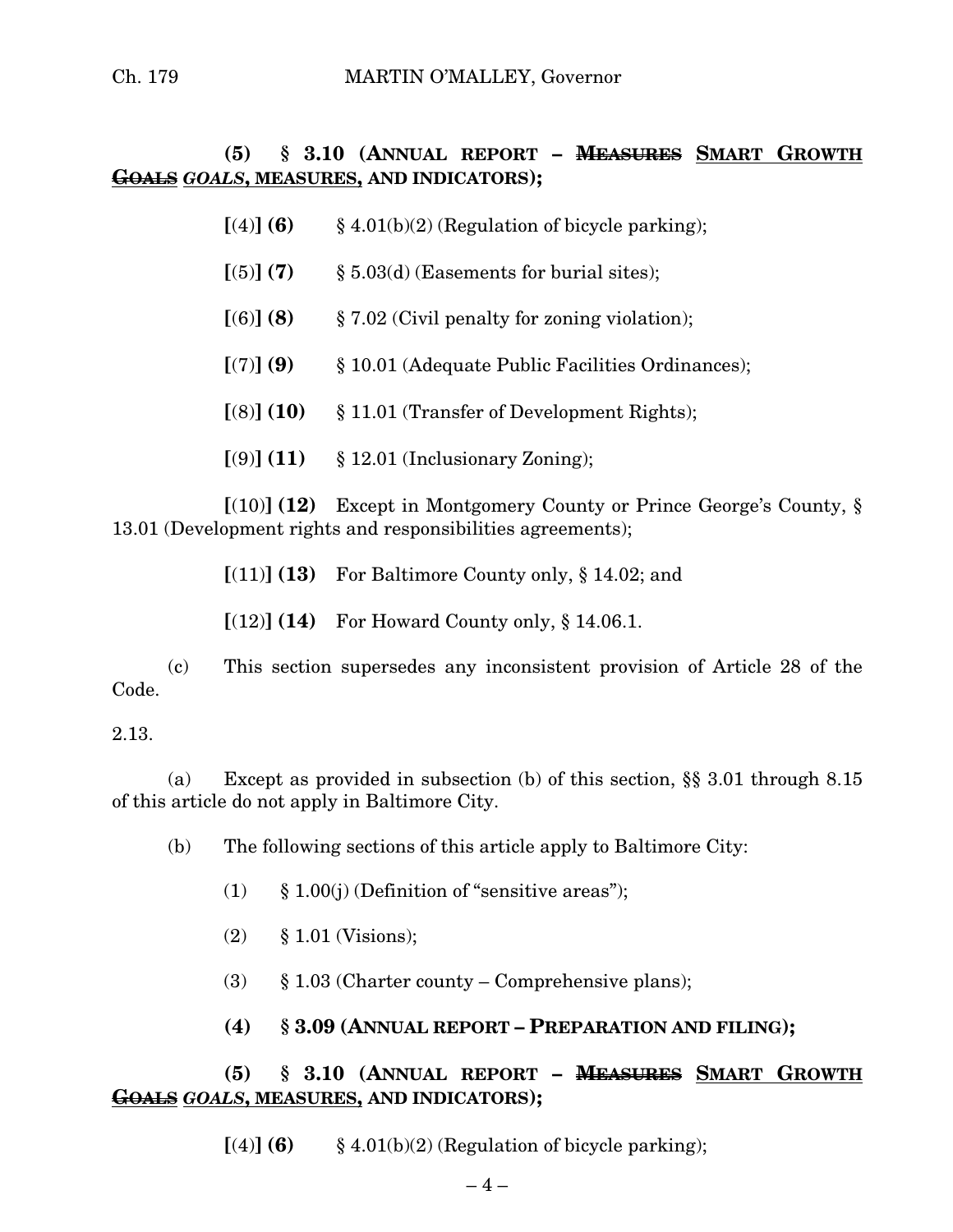**(5) § 3.10 (ANNUAL REPORT – ~~MEASURES~~ SMART GROWTH ~~GOALS~~ *GOALS*, MEASURES, AND INDICATORS);**

[(4)] **(6)** § 4.01(b)(2) (Regulation of bicycle parking);

[(5)] **(7)** § 5.03(d) (Easements for burial sites);

[(6)] **(8)** § 7.02 (Civil penalty for zoning violation);

[(7)] **(9)** § 10.01 (Adequate Public Facilities Ordinances);

[(8)] **(10)** § 11.01 (Transfer of Development Rights);

[(9)] **(11)** § 12.01 (Inclusionary Zoning);

[(10)] **(12)** Except in Montgomery County or Prince George's County, § 13.01 (Development rights and responsibilities agreements);

[(11)] **(13)** For Baltimore County only, § 14.02; and

[(12)] **(14)** For Howard County only, § 14.06.1.

(c) This section supersedes any inconsistent provision of Article 28 of the Code.

2.13.

(a) Except as provided in subsection (b) of this section, §§ 3.01 through 8.15 of this article do not apply in Baltimore City.

(b) The following sections of this article apply to Baltimore City:

(1) § 1.00(j) (Definition of "sensitive areas");

(2) § 1.01 (Visions);

(3) § 1.03 (Charter county – Comprehensive plans);

**(4) § 3.09 (ANNUAL REPORT – PREPARATION AND FILING);**

**(5) § 3.10 (ANNUAL REPORT – ~~MEASURES~~ SMART GROWTH ~~GOALS~~ *GOALS*, MEASURES, AND INDICATORS);**

[(4)] **(6)** § 4.01(b)(2) (Regulation of bicycle parking);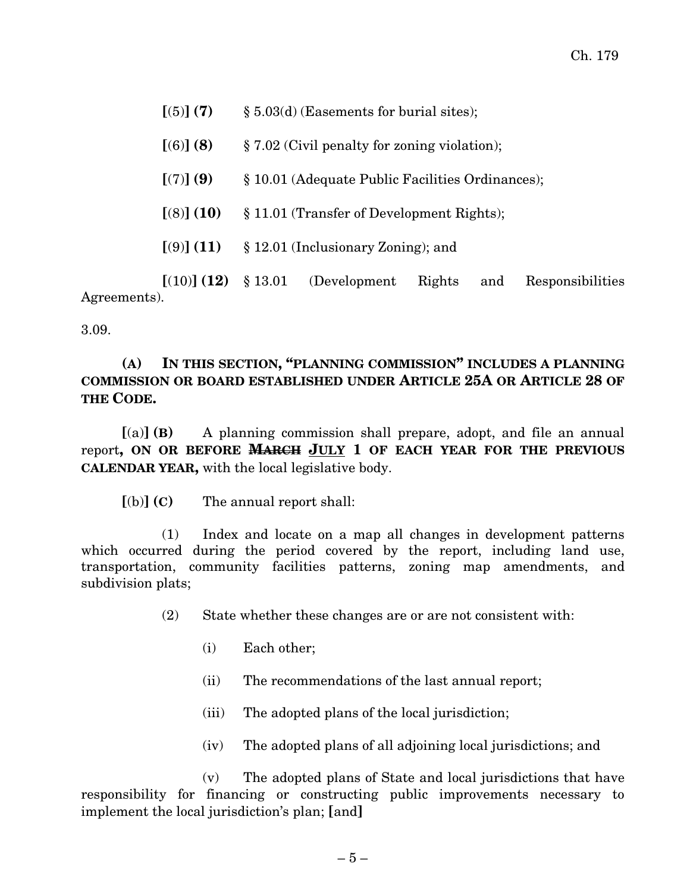**[**(5)**] (7)** § 5.03(d) (Easements for burial sites);

**[**(6)**] (8)** § 7.02 (Civil penalty for zoning violation);

**[**(7)**] (9)** § 10.01 (Adequate Public Facilities Ordinances);

**[**(8)**] (10)** § 11.01 (Transfer of Development Rights);

**[**(9)**] (11)** § 12.01 (Inclusionary Zoning); and

**[**(10)**] (12)** § 13.01 (Development Rights and Responsibilities Agreements).

3.09.

**(A) IN THIS SECTION, "PLANNING COMMISSION" INCLUDES A PLANNING COMMISSION OR BOARD ESTABLISHED UNDER ARTICLE 25A OR ARTICLE 28 OF THE CODE.**

**[**(a)**] (B)** A planning commission shall prepare, adopt, and file an annual report**, ON OR BEFORE ~~MARCH~~ JULY 1 OF EACH YEAR FOR THE PREVIOUS CALENDAR YEAR,** with the local legislative body.

**[**(b)**] (C)** The annual report shall:

(1) Index and locate on a map all changes in development patterns which occurred during the period covered by the report, including land use, transportation, community facilities patterns, zoning map amendments, and subdivision plats;

(2) State whether these changes are or are not consistent with:

(i) Each other;

(ii) The recommendations of the last annual report;

(iii) The adopted plans of the local jurisdiction;

(iv) The adopted plans of all adjoining local jurisdictions; and

(v) The adopted plans of State and local jurisdictions that have responsibility for financing or constructing public improvements necessary to implement the local jurisdiction's plan; **[**and**]**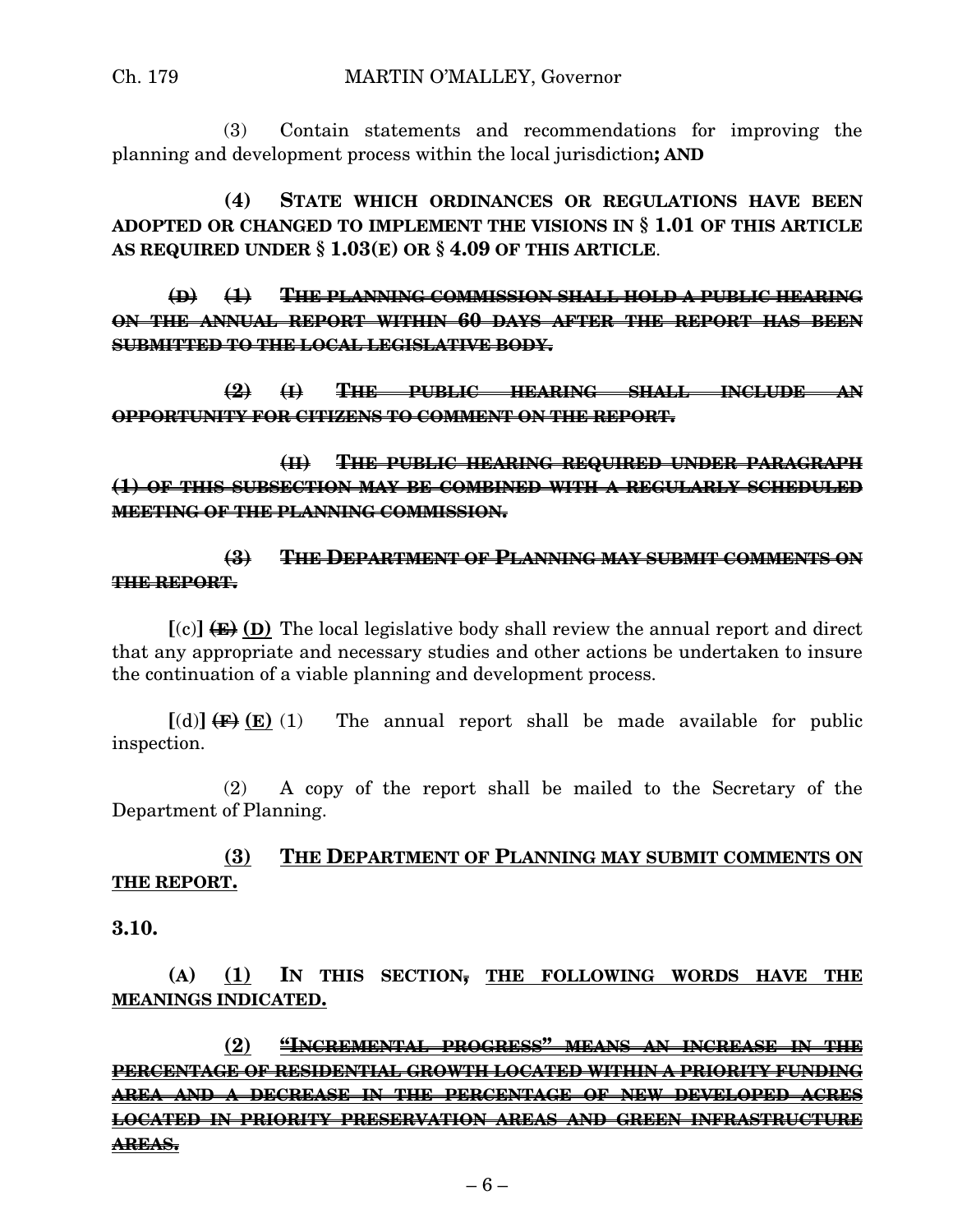(3) Contain statements and recommendations for improving the planning and development process within the local jurisdiction**; AND**

**(4) STATE WHICH ORDINANCES OR REGULATIONS HAVE BEEN ADOPTED OR CHANGED TO IMPLEMENT THE VISIONS IN § 1.01 OF THIS ARTICLE AS REQUIRED UNDER § 1.03(E) OR § 4.09 OF THIS ARTICLE**.

~~**(D) (1) THE PLANNING COMMISSION SHALL HOLD A PUBLIC HEARING ON THE ANNUAL REPORT WITHIN 60 DAYS AFTER THE REPORT HAS BEEN SUBMITTED TO THE LOCAL LEGISLATIVE BODY.**~~

~~**(2) (I) THE PUBLIC HEARING SHALL INCLUDE AN OPPORTUNITY FOR CITIZENS TO COMMENT ON THE REPORT.**~~

~~**(II) THE PUBLIC HEARING REQUIRED UNDER PARAGRAPH (1) OF THIS SUBSECTION MAY BE COMBINED WITH A REGULARLY SCHEDULED MEETING OF THE PLANNING COMMISSION.**~~

~~**(3) THE DEPARTMENT OF PLANNING MAY SUBMIT COMMENTS ON THE REPORT.**~~

**[**(c)**]** ~~**(E)**~~ <u>**(D)**</u> The local legislative body shall review the annual report and direct that any appropriate and necessary studies and other actions be undertaken to insure the continuation of a viable planning and development process.

**[**(d)**]** ~~**(F)**~~ <u>**(E)**</u> (1) The annual report shall be made available for public inspection.

(2) A copy of the report shall be mailed to the Secretary of the Department of Planning.

<u>**(3) THE DEPARTMENT OF PLANNING MAY SUBMIT COMMENTS ON THE REPORT.**</u>

**3.10.**

**(A)** <u>**(1)**</u> **IN THIS SECTION**~~**,**~~ <u>**THE FOLLOWING WORDS HAVE THE MEANINGS INDICATED.**</u>

<u>**(2)**</u> ~~<u>**"INCREMENTAL PROGRESS" MEANS AN INCREASE IN THE PERCENTAGE OF RESIDENTIAL GROWTH LOCATED WITHIN A PRIORITY FUNDING AREA AND A DECREASE IN THE PERCENTAGE OF NEW DEVELOPED ACRES LOCATED IN PRIORITY PRESERVATION AREAS AND GREEN INFRASTRUCTURE AREAS.**</u>~~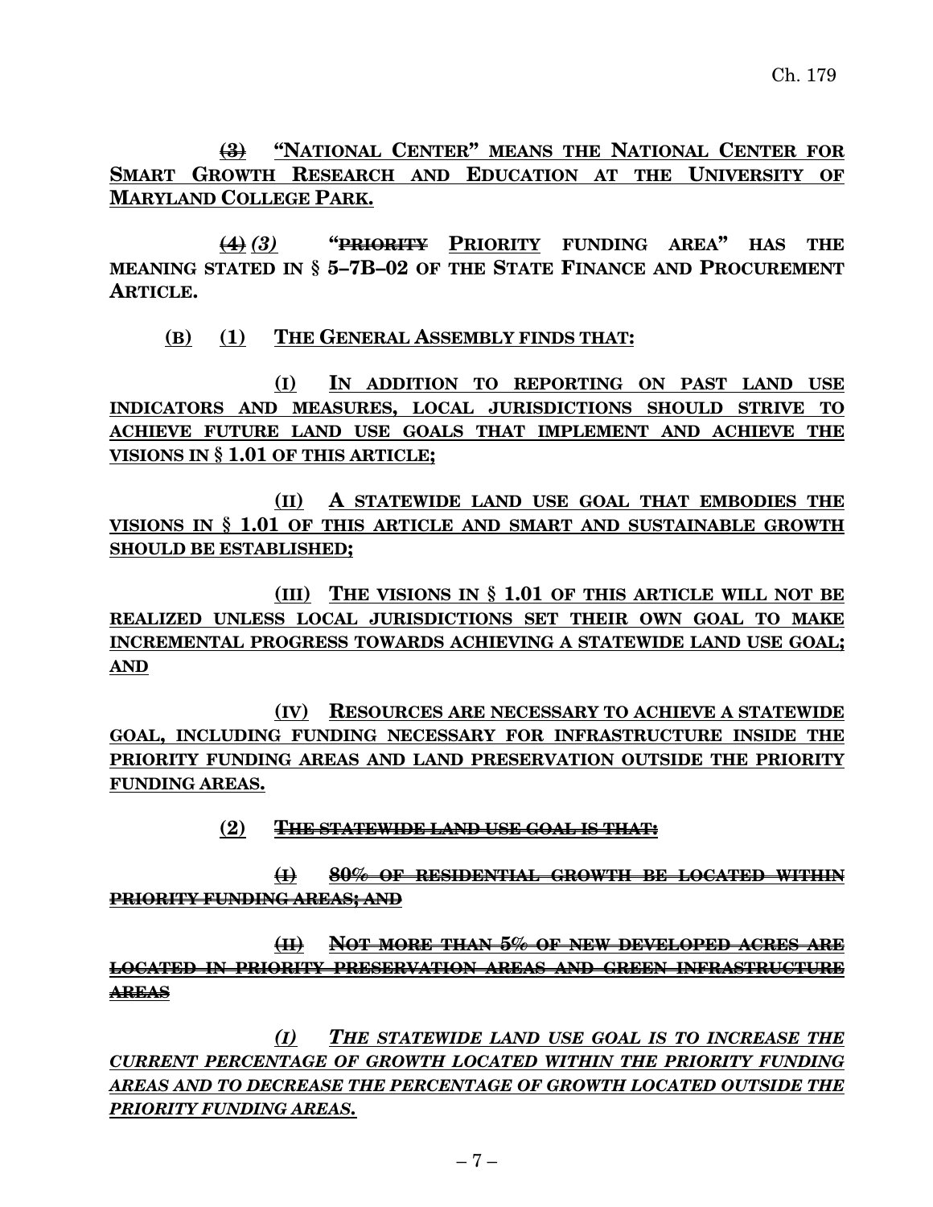**~~(3)~~ "NATIONAL CENTER" MEANS THE NATIONAL CENTER FOR SMART GROWTH RESEARCH AND EDUCATION AT THE UNIVERSITY OF MARYLAND COLLEGE PARK.**

**~~(4)~~ *(3)* "~~PRIORITY~~ PRIORITY FUNDING AREA" HAS THE MEANING STATED IN § 5–7B–02 OF THE STATE FINANCE AND PROCUREMENT ARTICLE.**

**(B) (1) THE GENERAL ASSEMBLY FINDS THAT:**

**(I) IN ADDITION TO REPORTING ON PAST LAND USE INDICATORS AND MEASURES, LOCAL JURISDICTIONS SHOULD STRIVE TO ACHIEVE FUTURE LAND USE GOALS THAT IMPLEMENT AND ACHIEVE THE VISIONS IN § 1.01 OF THIS ARTICLE;**

**(II) A STATEWIDE LAND USE GOAL THAT EMBODIES THE VISIONS IN § 1.01 OF THIS ARTICLE AND SMART AND SUSTAINABLE GROWTH SHOULD BE ESTABLISHED;**

**(III) THE VISIONS IN § 1.01 OF THIS ARTICLE WILL NOT BE REALIZED UNLESS LOCAL JURISDICTIONS SET THEIR OWN GOAL TO MAKE INCREMENTAL PROGRESS TOWARDS ACHIEVING A STATEWIDE LAND USE GOAL; AND**

**(IV) RESOURCES ARE NECESSARY TO ACHIEVE A STATEWIDE GOAL, INCLUDING FUNDING NECESSARY FOR INFRASTRUCTURE INSIDE THE PRIORITY FUNDING AREAS AND LAND PRESERVATION OUTSIDE THE PRIORITY FUNDING AREAS.**

**(2) ~~THE STATEWIDE LAND USE GOAL IS THAT:~~**

**~~(I) 80% OF RESIDENTIAL GROWTH BE LOCATED WITHIN PRIORITY FUNDING AREAS; AND~~**

**~~(II) NOT MORE THAN 5% OF NEW DEVELOPED ACRES ARE LOCATED IN PRIORITY PRESERVATION AREAS AND GREEN INFRASTRUCTURE AREAS~~**

***(I) THE STATEWIDE LAND USE GOAL IS TO INCREASE THE CURRENT PERCENTAGE OF GROWTH LOCATED WITHIN THE PRIORITY FUNDING AREAS AND TO DECREASE THE PERCENTAGE OF GROWTH LOCATED OUTSIDE THE PRIORITY FUNDING AREAS.***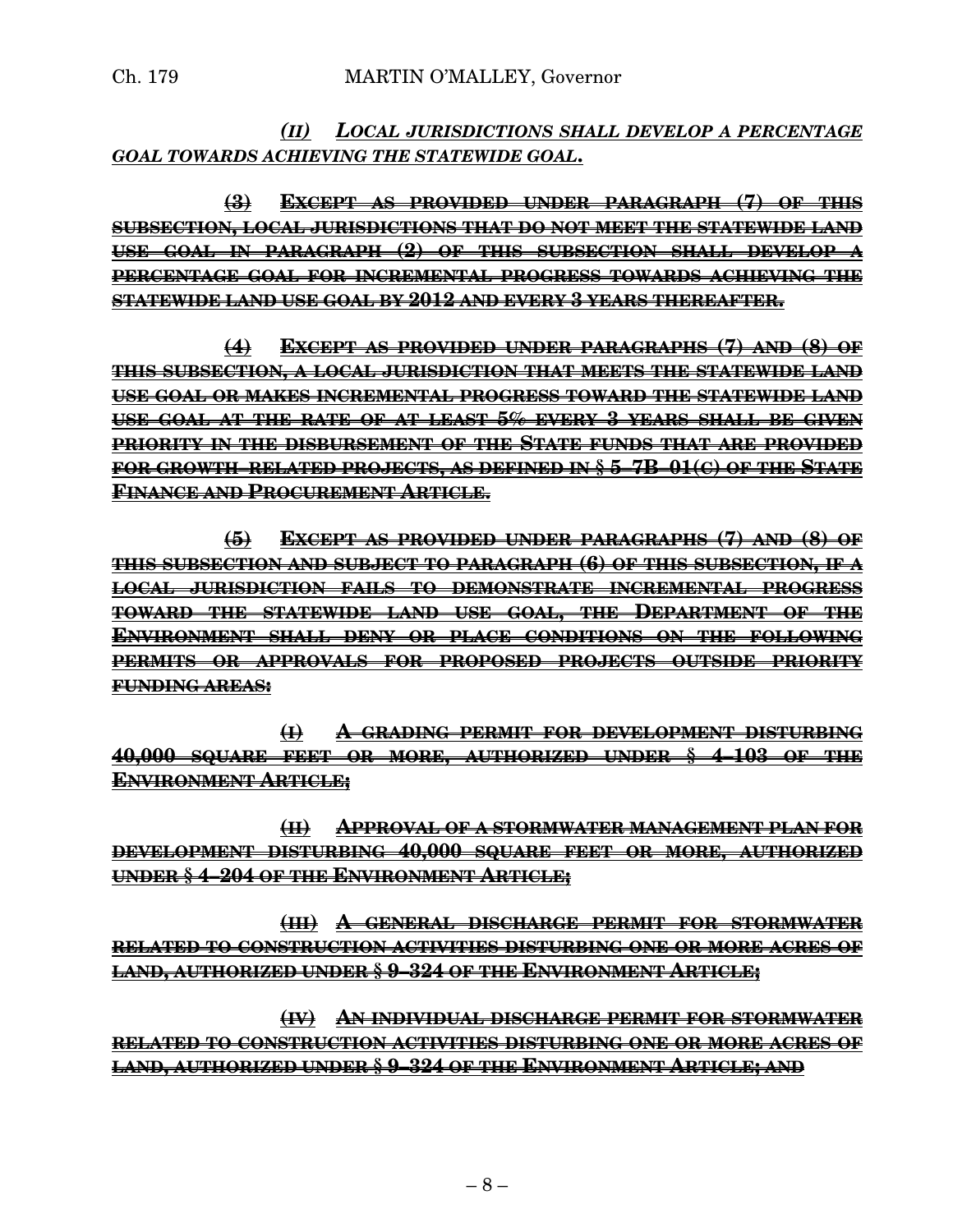*(II)* ***LOCAL JURISDICTIONS SHALL DEVELOP A PERCENTAGE GOAL TOWARDS ACHIEVING THE STATEWIDE GOAL.***

~~**(3) EXCEPT AS PROVIDED UNDER PARAGRAPH (7) OF THIS SUBSECTION, LOCAL JURISDICTIONS THAT DO NOT MEET THE STATEWIDE LAND USE GOAL IN PARAGRAPH (2) OF THIS SUBSECTION SHALL DEVELOP A PERCENTAGE GOAL FOR INCREMENTAL PROGRESS TOWARDS ACHIEVING THE STATEWIDE LAND USE GOAL BY 2012 AND EVERY 3 YEARS THEREAFTER.**~~

~~**(4) EXCEPT AS PROVIDED UNDER PARAGRAPHS (7) AND (8) OF THIS SUBSECTION, A LOCAL JURISDICTION THAT MEETS THE STATEWIDE LAND USE GOAL OR MAKES INCREMENTAL PROGRESS TOWARD THE STATEWIDE LAND USE GOAL AT THE RATE OF AT LEAST 5% EVERY 3 YEARS SHALL BE GIVEN PRIORITY IN THE DISBURSEMENT OF THE STATE FUNDS THAT ARE PROVIDED FOR GROWTH–RELATED PROJECTS, AS DEFINED IN § 5–7B–01(C) OF THE STATE FINANCE AND PROCUREMENT ARTICLE.**~~

~~**(5) EXCEPT AS PROVIDED UNDER PARAGRAPHS (7) AND (8) OF THIS SUBSECTION AND SUBJECT TO PARAGRAPH (6) OF THIS SUBSECTION, IF A LOCAL JURISDICTION FAILS TO DEMONSTRATE INCREMENTAL PROGRESS TOWARD THE STATEWIDE LAND USE GOAL, THE DEPARTMENT OF THE ENVIRONMENT SHALL DENY OR PLACE CONDITIONS ON THE FOLLOWING PERMITS OR APPROVALS FOR PROPOSED PROJECTS OUTSIDE PRIORITY FUNDING AREAS:**~~

~~**(I) A GRADING PERMIT FOR DEVELOPMENT DISTURBING 40,000 SQUARE FEET OR MORE, AUTHORIZED UNDER § 4–103 OF THE ENVIRONMENT ARTICLE;**~~

~~**(II) APPROVAL OF A STORMWATER MANAGEMENT PLAN FOR DEVELOPMENT DISTURBING 40,000 SQUARE FEET OR MORE, AUTHORIZED UNDER § 4–204 OF THE ENVIRONMENT ARTICLE;**~~

~~**(III) A GENERAL DISCHARGE PERMIT FOR STORMWATER RELATED TO CONSTRUCTION ACTIVITIES DISTURBING ONE OR MORE ACRES OF LAND, AUTHORIZED UNDER § 9–324 OF THE ENVIRONMENT ARTICLE;**~~

~~**(IV) AN INDIVIDUAL DISCHARGE PERMIT FOR STORMWATER RELATED TO CONSTRUCTION ACTIVITIES DISTURBING ONE OR MORE ACRES OF LAND, AUTHORIZED UNDER § 9–324 OF THE ENVIRONMENT ARTICLE; AND**~~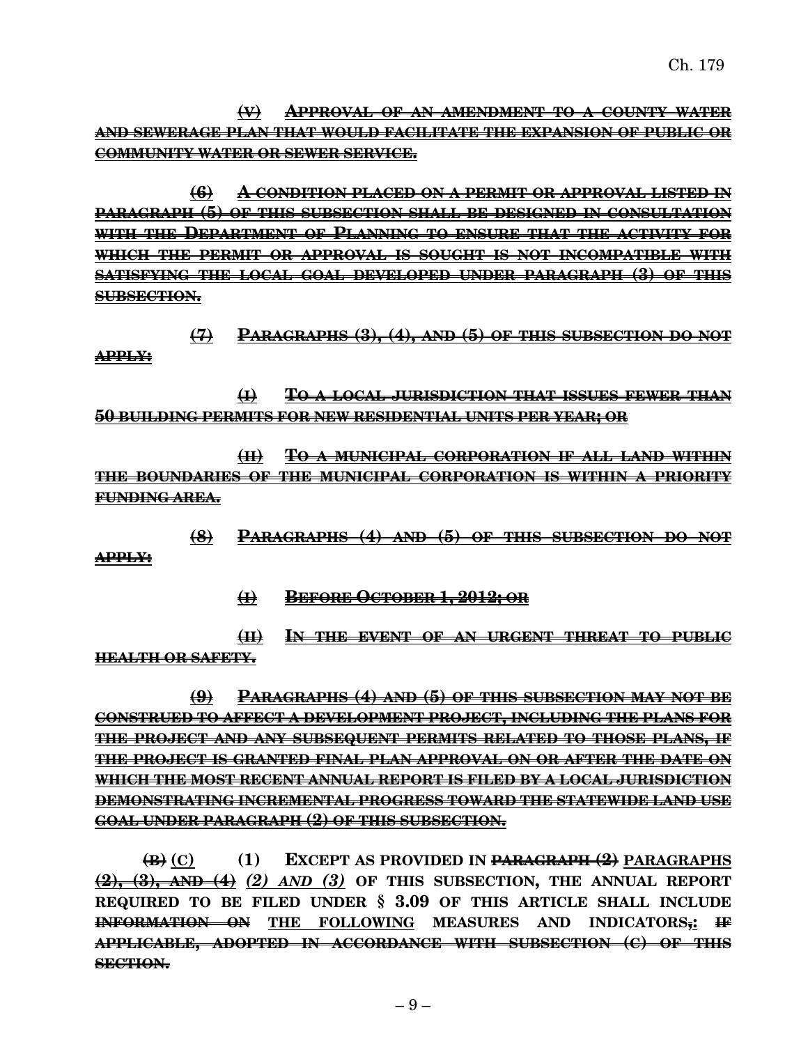~~**(V) APPROVAL OF AN AMENDMENT TO A COUNTY WATER AND SEWERAGE PLAN THAT WOULD FACILITATE THE EXPANSION OF PUBLIC OR COMMUNITY WATER OR SEWER SERVICE.**~~

~~**(6) A CONDITION PLACED ON A PERMIT OR APPROVAL LISTED IN PARAGRAPH (5) OF THIS SUBSECTION SHALL BE DESIGNED IN CONSULTATION WITH THE DEPARTMENT OF PLANNING TO ENSURE THAT THE ACTIVITY FOR WHICH THE PERMIT OR APPROVAL IS SOUGHT IS NOT INCOMPATIBLE WITH SATISFYING THE LOCAL GOAL DEVELOPED UNDER PARAGRAPH (3) OF THIS SUBSECTION.**~~

~~**(7) PARAGRAPHS (3), (4), AND (5) OF THIS SUBSECTION DO NOT APPLY:**~~

~~**(I) TO A LOCAL JURISDICTION THAT ISSUES FEWER THAN 50 BUILDING PERMITS FOR NEW RESIDENTIAL UNITS PER YEAR; OR**~~

~~**(II) TO A MUNICIPAL CORPORATION IF ALL LAND WITHIN THE BOUNDARIES OF THE MUNICIPAL CORPORATION IS WITHIN A PRIORITY FUNDING AREA.**~~

~~**(8) PARAGRAPHS (4) AND (5) OF THIS SUBSECTION DO NOT APPLY:**~~

~~**(I) BEFORE OCTOBER 1, 2012; OR**~~

~~**(II) IN THE EVENT OF AN URGENT THREAT TO PUBLIC HEALTH OR SAFETY.**~~

~~**(9) PARAGRAPHS (4) AND (5) OF THIS SUBSECTION MAY NOT BE CONSTRUED TO AFFECT A DEVELOPMENT PROJECT, INCLUDING THE PLANS FOR THE PROJECT AND ANY SUBSEQUENT PERMITS RELATED TO THOSE PLANS, IF THE PROJECT IS GRANTED FINAL PLAN APPROVAL ON OR AFTER THE DATE ON WHICH THE MOST RECENT ANNUAL REPORT IS FILED BY A LOCAL JURISDICTION DEMONSTRATING INCREMENTAL PROGRESS TOWARD THE STATEWIDE LAND USE GOAL UNDER PARAGRAPH (2) OF THIS SUBSECTION.**~~

~~**(B)**~~ **(C)** **(1) EXCEPT AS PROVIDED IN ~~PARAGRAPH (2)~~ PARAGRAPHS ~~(2), (3), AND (4)~~ *(2) AND (3)* OF THIS SUBSECTION, THE ANNUAL REPORT REQUIRED TO BE FILED UNDER § 3.09 OF THIS ARTICLE SHALL INCLUDE ~~INFORMATION ON~~ THE FOLLOWING MEASURES AND INDICATORS~~,~~: ~~IF APPLICABLE, ADOPTED IN ACCORDANCE WITH SUBSECTION (C) OF THIS SECTION.~~**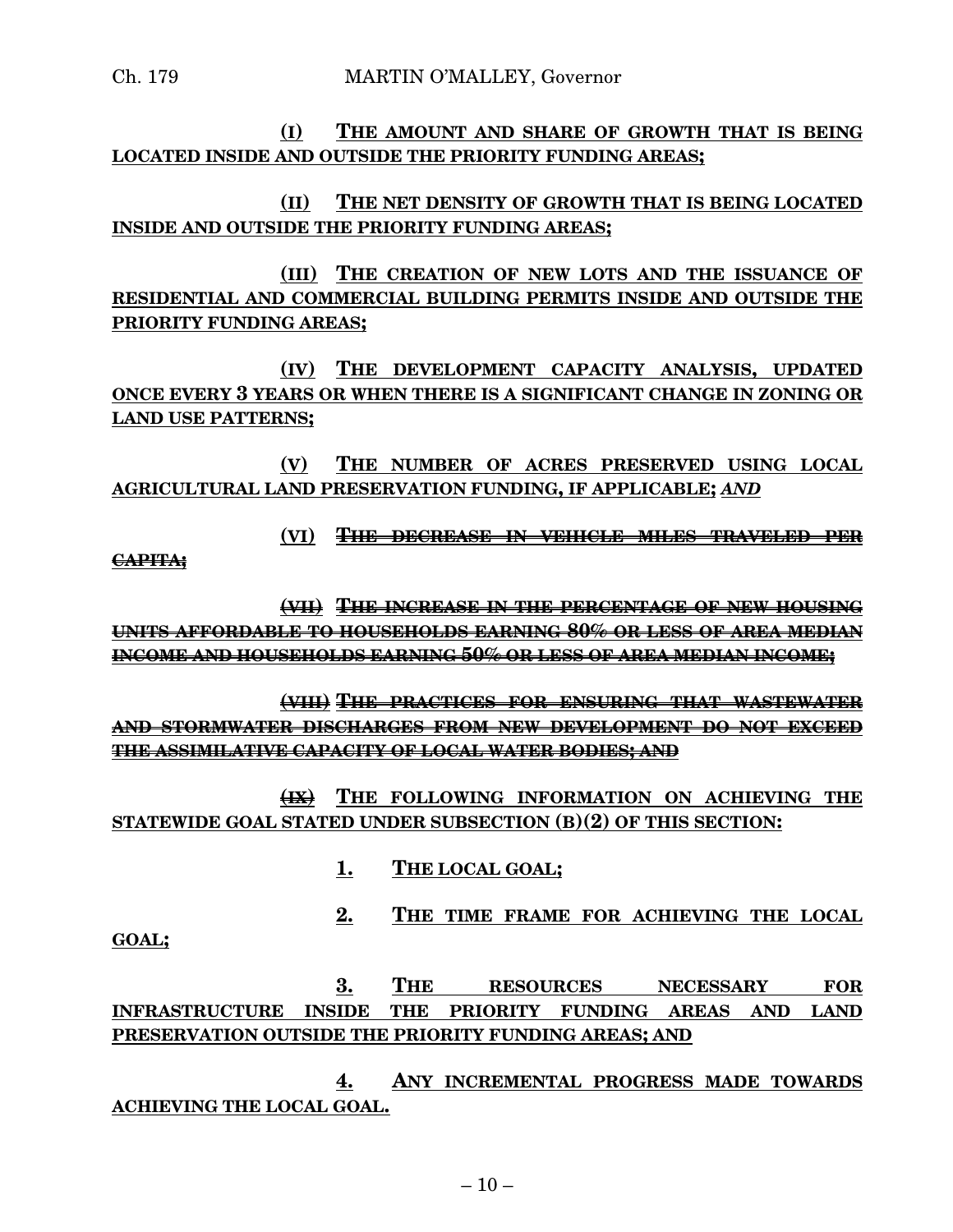**(I) THE AMOUNT AND SHARE OF GROWTH THAT IS BEING LOCATED INSIDE AND OUTSIDE THE PRIORITY FUNDING AREAS;**

**(II) THE NET DENSITY OF GROWTH THAT IS BEING LOCATED INSIDE AND OUTSIDE THE PRIORITY FUNDING AREAS;**

**(III) THE CREATION OF NEW LOTS AND THE ISSUANCE OF RESIDENTIAL AND COMMERCIAL BUILDING PERMITS INSIDE AND OUTSIDE THE PRIORITY FUNDING AREAS;**

**(IV) THE DEVELOPMENT CAPACITY ANALYSIS, UPDATED ONCE EVERY 3 YEARS OR WHEN THERE IS A SIGNIFICANT CHANGE IN ZONING OR LAND USE PATTERNS;**

**(V) THE NUMBER OF ACRES PRESERVED USING LOCAL AGRICULTURAL LAND PRESERVATION FUNDING, IF APPLICABLE;** ***AND***

**(VI)** ~~**THE DECREASE IN VEHICLE MILES TRAVELED PER CAPITA;**~~

~~**(VII) THE INCREASE IN THE PERCENTAGE OF NEW HOUSING UNITS AFFORDABLE TO HOUSEHOLDS EARNING 80% OR LESS OF AREA MEDIAN INCOME AND HOUSEHOLDS EARNING 50% OR LESS OF AREA MEDIAN INCOME;**~~

~~**(VIII) THE PRACTICES FOR ENSURING THAT WASTEWATER AND STORMWATER DISCHARGES FROM NEW DEVELOPMENT DO NOT EXCEED THE ASSIMILATIVE CAPACITY OF LOCAL WATER BODIES; AND**~~

~~**(IX)**~~ **THE FOLLOWING INFORMATION ON ACHIEVING THE STATEWIDE GOAL STATED UNDER SUBSECTION (B)(2) OF THIS SECTION:**

**1. THE LOCAL GOAL;**

**2. THE TIME FRAME FOR ACHIEVING THE LOCAL GOAL;**

**3. THE RESOURCES NECESSARY FOR INFRASTRUCTURE INSIDE THE PRIORITY FUNDING AREAS AND LAND PRESERVATION OUTSIDE THE PRIORITY FUNDING AREAS; AND**

**4. ANY INCREMENTAL PROGRESS MADE TOWARDS ACHIEVING THE LOCAL GOAL.**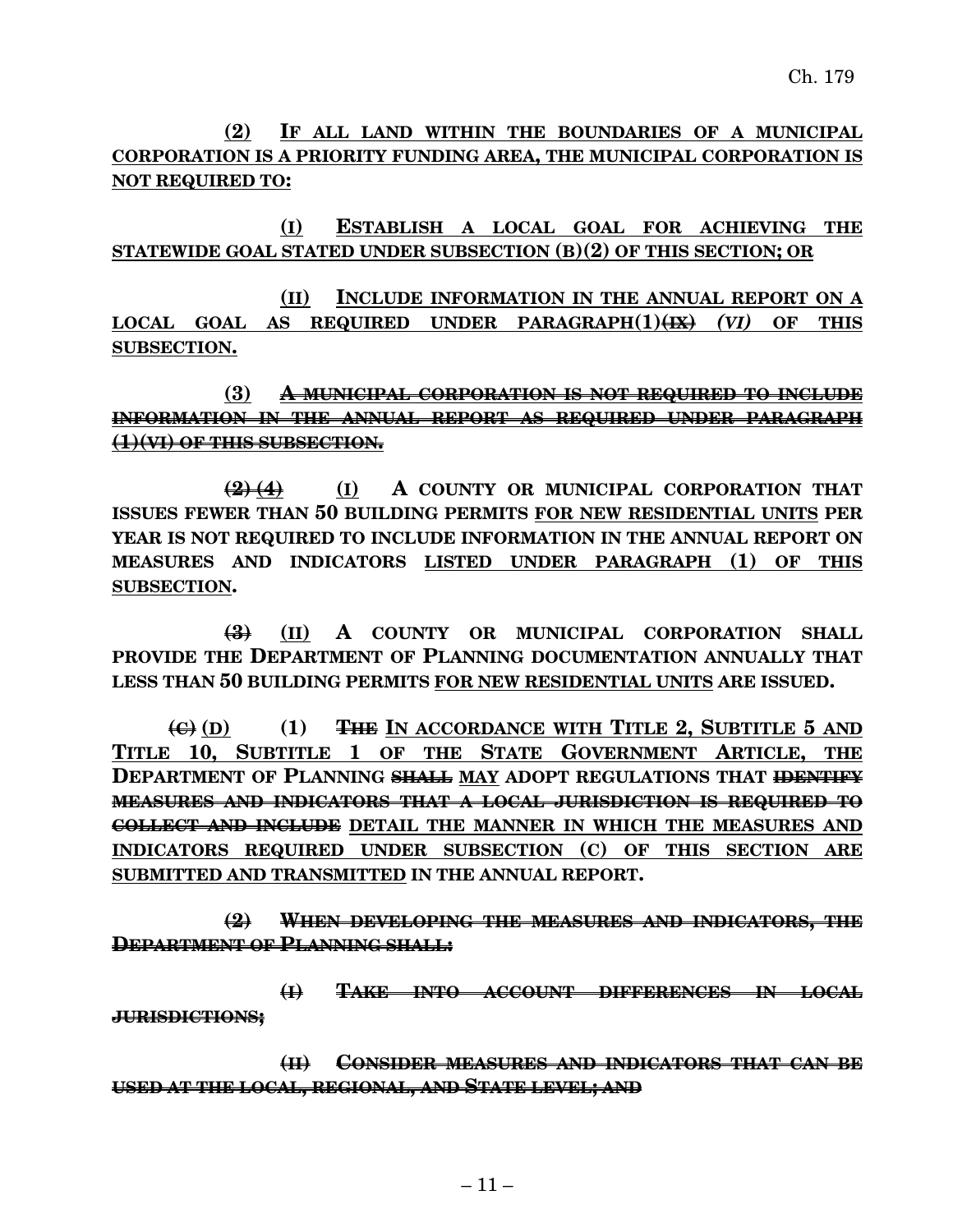(2) IF ALL LAND WITHIN THE BOUNDARIES OF A MUNICIPAL CORPORATION IS A PRIORITY FUNDING AREA, THE MUNICIPAL CORPORATION IS NOT REQUIRED TO:

(I) ESTABLISH A LOCAL GOAL FOR ACHIEVING THE STATEWIDE GOAL STATED UNDER SUBSECTION (B)(2) OF THIS SECTION; OR

(II) INCLUDE INFORMATION IN THE ANNUAL REPORT ON A LOCAL GOAL AS REQUIRED UNDER PARAGRAPH(1)~~(IX)~~ *(VI)* OF THIS SUBSECTION.

**(3)** ~~**A MUNICIPAL CORPORATION IS NOT REQUIRED TO INCLUDE INFORMATION IN THE ANNUAL REPORT AS REQUIRED UNDER PARAGRAPH (1)(VI) OF THIS SUBSECTION.**~~

~~**(2)**~~ ~~**(4)**~~ (I) **A COUNTY OR MUNICIPAL CORPORATION THAT ISSUES FEWER THAN 50 BUILDING PERMITS** FOR NEW RESIDENTIAL UNITS **PER YEAR IS NOT REQUIRED TO INCLUDE INFORMATION IN THE ANNUAL REPORT ON MEASURES AND INDICATORS** LISTED UNDER PARAGRAPH (1) OF THIS SUBSECTION**.**

~~**(3)**~~ (II) **A COUNTY OR MUNICIPAL CORPORATION SHALL PROVIDE THE DEPARTMENT OF PLANNING DOCUMENTATION ANNUALLY THAT LESS THAN 50 BUILDING PERMITS** FOR NEW RESIDENTIAL UNITS **ARE ISSUED.**

~~**(C)**~~ (D) **(1)** ~~**THE**~~ IN ACCORDANCE WITH TITLE 2, SUBTITLE 5 AND TITLE 10, SUBTITLE 1 OF THE STATE GOVERNMENT ARTICLE, THE **DEPARTMENT OF PLANNING** ~~**SHALL**~~ MAY **ADOPT REGULATIONS THAT** ~~**IDENTIFY MEASURES AND INDICATORS THAT A LOCAL JURISDICTION IS REQUIRED TO COLLECT AND INCLUDE**~~ DETAIL THE MANNER IN WHICH THE MEASURES AND INDICATORS REQUIRED UNDER SUBSECTION (C) OF THIS SECTION ARE SUBMITTED AND TRANSMITTED **IN THE ANNUAL REPORT.**

~~**(2) WHEN DEVELOPING THE MEASURES AND INDICATORS, THE DEPARTMENT OF PLANNING SHALL:**~~

~~**(I) TAKE INTO ACCOUNT DIFFERENCES IN LOCAL JURISDICTIONS;**~~

~~**(II) CONSIDER MEASURES AND INDICATORS THAT CAN BE USED AT THE LOCAL, REGIONAL, AND STATE LEVEL; AND**~~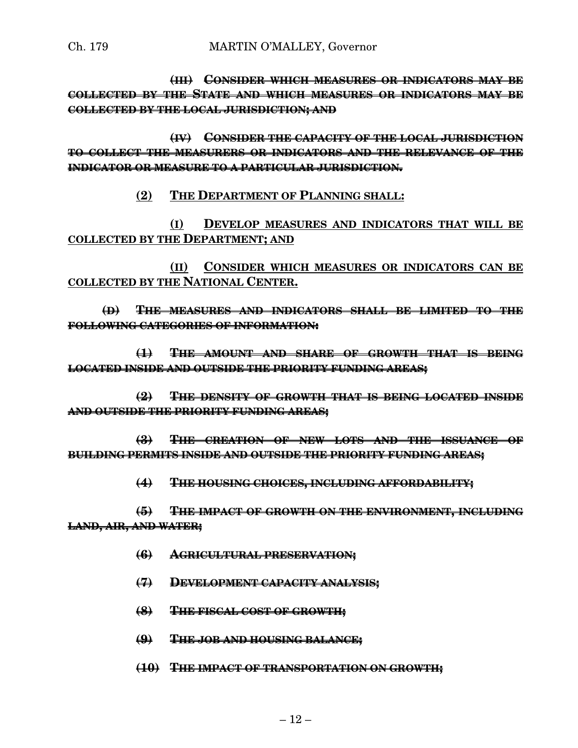~~**(III) CONSIDER WHICH MEASURES OR INDICATORS MAY BE COLLECTED BY THE STATE AND WHICH MEASURES OR INDICATORS MAY BE COLLECTED BY THE LOCAL JURISDICTION; AND**~~

~~**(IV) CONSIDER THE CAPACITY OF THE LOCAL JURISDICTION TO COLLECT THE MEASURERS OR INDICATORS AND THE RELEVANCE OF THE INDICATOR OR MEASURE TO A PARTICULAR JURISDICTION.**~~

<u>**(2) THE DEPARTMENT OF PLANNING SHALL:**</u>

<u>**(I) DEVELOP MEASURES AND INDICATORS THAT WILL BE COLLECTED BY THE DEPARTMENT; AND**</u>

<u>**(II) CONSIDER WHICH MEASURES OR INDICATORS CAN BE COLLECTED BY THE NATIONAL CENTER.**</u>

~~**(D) THE MEASURES AND INDICATORS SHALL BE LIMITED TO THE FOLLOWING CATEGORIES OF INFORMATION:**~~

~~**(1) THE AMOUNT AND SHARE OF GROWTH THAT IS BEING LOCATED INSIDE AND OUTSIDE THE PRIORITY FUNDING AREAS;**~~

~~**(2) THE DENSITY OF GROWTH THAT IS BEING LOCATED INSIDE AND OUTSIDE THE PRIORITY FUNDING AREAS;**~~

~~**(3) THE CREATION OF NEW LOTS AND THE ISSUANCE OF BUILDING PERMITS INSIDE AND OUTSIDE THE PRIORITY FUNDING AREAS;**~~

~~**(4) THE HOUSING CHOICES, INCLUDING AFFORDABILITY;**~~

~~**(5) THE IMPACT OF GROWTH ON THE ENVIRONMENT, INCLUDING LAND, AIR, AND WATER;**~~

~~**(6) AGRICULTURAL PRESERVATION;**~~

~~**(7) DEVELOPMENT CAPACITY ANALYSIS;**~~

~~**(8) THE FISCAL COST OF GROWTH;**~~

~~**(9) THE JOB AND HOUSING BALANCE;**~~

~~**(10) THE IMPACT OF TRANSPORTATION ON GROWTH;**~~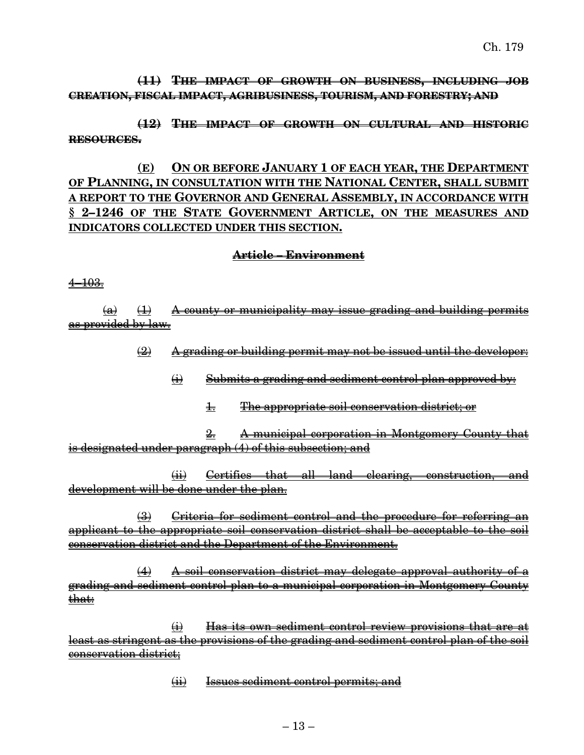~~**(11) THE IMPACT OF GROWTH ON BUSINESS, INCLUDING JOB CREATION, FISCAL IMPACT, AGRIBUSINESS, TOURISM, AND FORESTRY; AND**~~

~~**(12) THE IMPACT OF GROWTH ON CULTURAL AND HISTORIC RESOURCES.**~~

**<u>(E) ON OR BEFORE JANUARY 1 OF EACH YEAR, THE DEPARTMENT OF PLANNING, IN CONSULTATION WITH THE NATIONAL CENTER, SHALL SUBMIT A REPORT TO THE GOVERNOR AND GENERAL ASSEMBLY, IN ACCORDANCE WITH § 2–1246 OF THE STATE GOVERNMENT ARTICLE, ON THE MEASURES AND INDICATORS COLLECTED UNDER THIS SECTION.</u>**

**~~<u>Article – Environment</u>~~**

~~<u>4–103.</u>~~

~~<u>(a) (1) A county or municipality may issue grading and building permits as provided by law.</u>~~

~~<u>(2) A grading or building permit may not be issued until the developer:</u>~~

~~<u>(i) Submits a grading and sediment control plan approved by:</u>~~

~~<u>1. The appropriate soil conservation district; or</u>~~

~~<u>2. A municipal corporation in Montgomery County that is designated under paragraph (4) of this subsection; and</u>~~

~~<u>(ii) Certifies that all land clearing, construction, and development will be done under the plan.</u>~~

~~<u>(3) Criteria for sediment control and the procedure for referring an applicant to the appropriate soil conservation district shall be acceptable to the soil conservation district and the Department of the Environment.</u>~~

~~<u>(4) A soil conservation district may delegate approval authority of a grading and sediment control plan to a municipal corporation in Montgomery County that:</u>~~

~~<u>(i) Has its own sediment control review provisions that are at least as stringent as the provisions of the grading and sediment control plan of the soil conservation district;</u>~~

~~<u>(ii) Issues sediment control permits; and</u>~~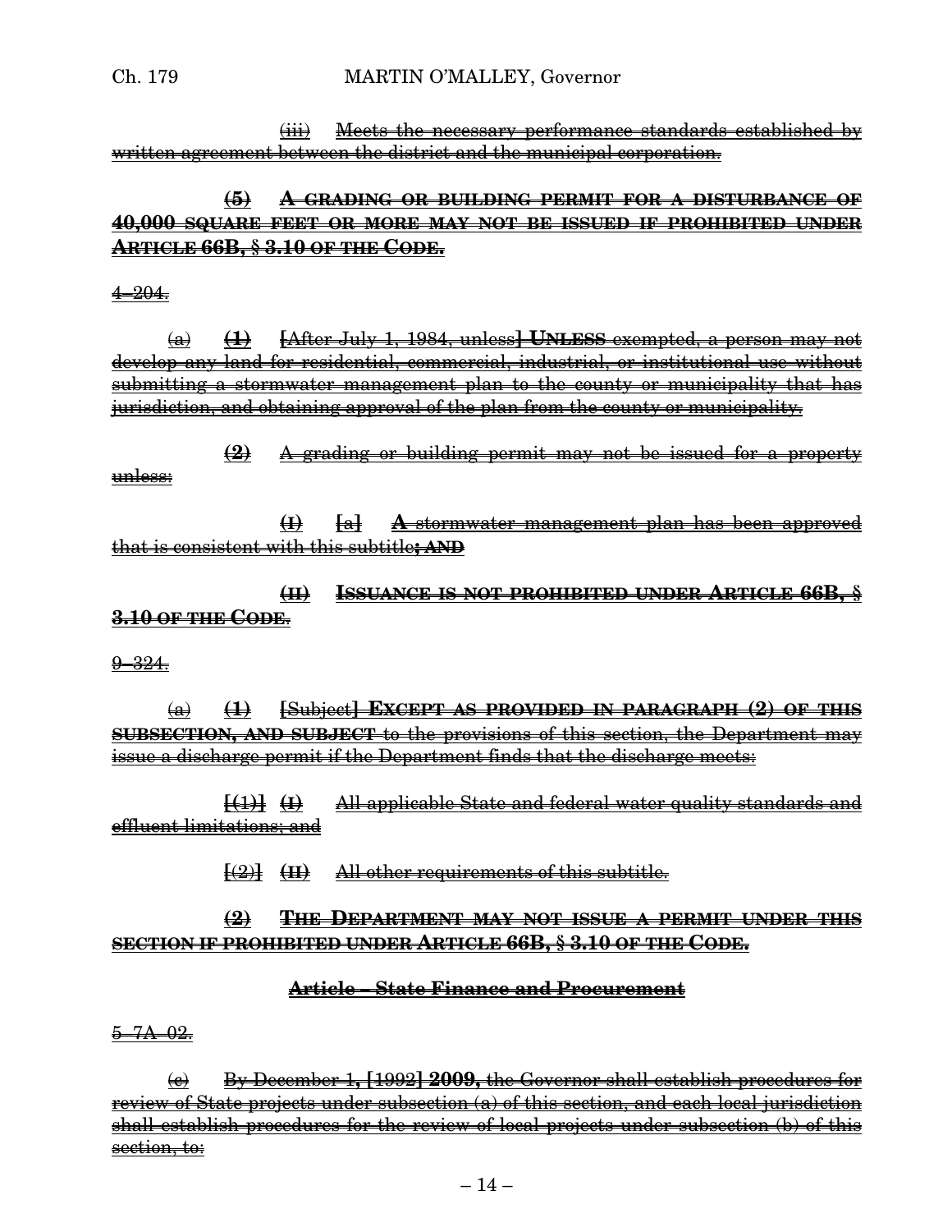(iii) Meets the necessary performance standards established by written agreement between the district and the municipal corporation.

**(5) A GRADING OR BUILDING PERMIT FOR A DISTURBANCE OF 40,000 SQUARE FEET OR MORE MAY NOT BE ISSUED IF PROHIBITED UNDER ARTICLE 66B, § 3.10 OF THE CODE.**

4–204.

(a) **(1)** [After July 1, 1984, unless] **UNLESS** exempted, a person may not develop any land for residential, commercial, industrial, or institutional use without submitting a stormwater management plan to the county or municipality that has jurisdiction, and obtaining approval of the plan from the county or municipality.

**(2)** A grading or building permit may not be issued for a property unless:

**(I)** [a] **A** stormwater management plan has been approved that is consistent with this subtitle**; AND**

**(II) ISSUANCE IS NOT PROHIBITED UNDER ARTICLE 66B, § 3.10 OF THE CODE.**

9–324.

(a) **(1)** [Subject] **EXCEPT AS PROVIDED IN PARAGRAPH (2) OF THIS SUBSECTION, AND SUBJECT** to the provisions of this section, the Department may issue a discharge permit if the Department finds that the discharge meets:

[(1)] **(I)** All applicable State and federal water quality standards and effluent limitations; and

[(2)] **(II)** All other requirements of this subtitle.

**(2) THE DEPARTMENT MAY NOT ISSUE A PERMIT UNDER THIS SECTION IF PROHIBITED UNDER ARTICLE 66B, § 3.10 OF THE CODE.**

**Article – State Finance and Procurement**

5–7A–02.

(e) By December 1, [1992] **2009,** the Governor shall establish procedures for review of State projects under subsection (a) of this section, and each local jurisdiction shall establish procedures for the review of local projects under subsection (b) of this section, to: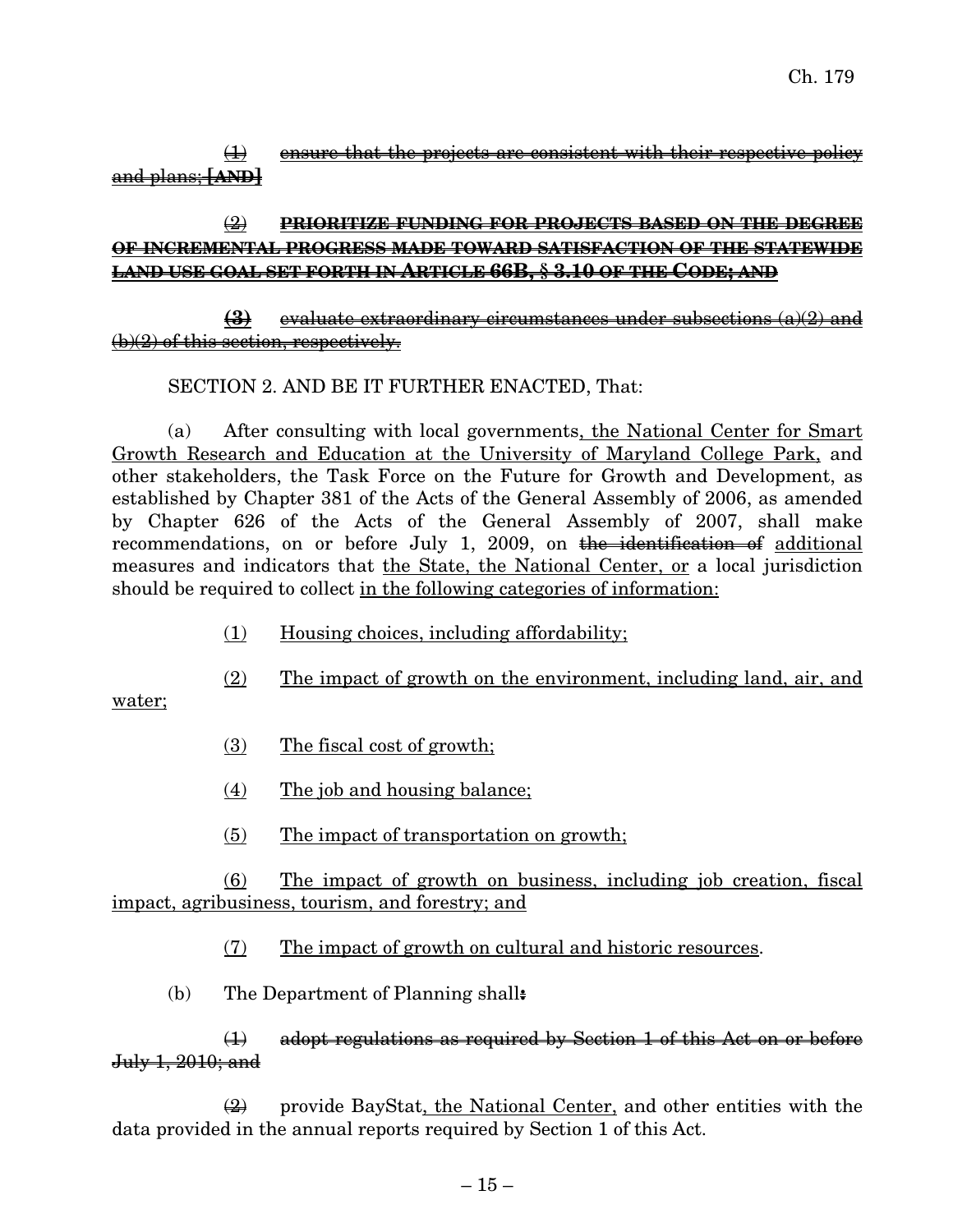~~(1) ensure that the projects are consistent with their respective policy and plans; [AND]~~

~~(2) **PRIORITIZE FUNDING FOR PROJECTS BASED ON THE DEGREE OF INCREMENTAL PROGRESS MADE TOWARD SATISFACTION OF THE STATEWIDE LAND USE GOAL SET FORTH IN ARTICLE 66B, § 3.10 OF THE CODE; AND**~~

~~**(3)** evaluate extraordinary circumstances under subsections (a)(2) and (b)(2) of this section, respectively.~~

SECTION 2. AND BE IT FURTHER ENACTED, That:

(a) After consulting with local governments, the National Center for Smart Growth Research and Education at the University of Maryland College Park, and other stakeholders, the Task Force on the Future for Growth and Development, as established by Chapter 381 of the Acts of the General Assembly of 2006, as amended by Chapter 626 of the Acts of the General Assembly of 2007, shall make recommendations, on or before July 1, 2009, on ~~the identification of~~ additional measures and indicators that the State, the National Center, or a local jurisdiction should be required to collect in the following categories of information:

(1) Housing choices, including affordability;

(2) The impact of growth on the environment, including land, air, and water;

(3) The fiscal cost of growth;

(4) The job and housing balance;

(5) The impact of transportation on growth;

(6) The impact of growth on business, including job creation, fiscal impact, agribusiness, tourism, and forestry; and

(7) The impact of growth on cultural and historic resources.

(b) The Department of Planning shall~~:~~

~~(1) adopt regulations as required by Section 1 of this Act on or before July 1, 2010; and~~

~~(2)~~ provide BayStat, the National Center, and other entities with the data provided in the annual reports required by Section 1 of this Act.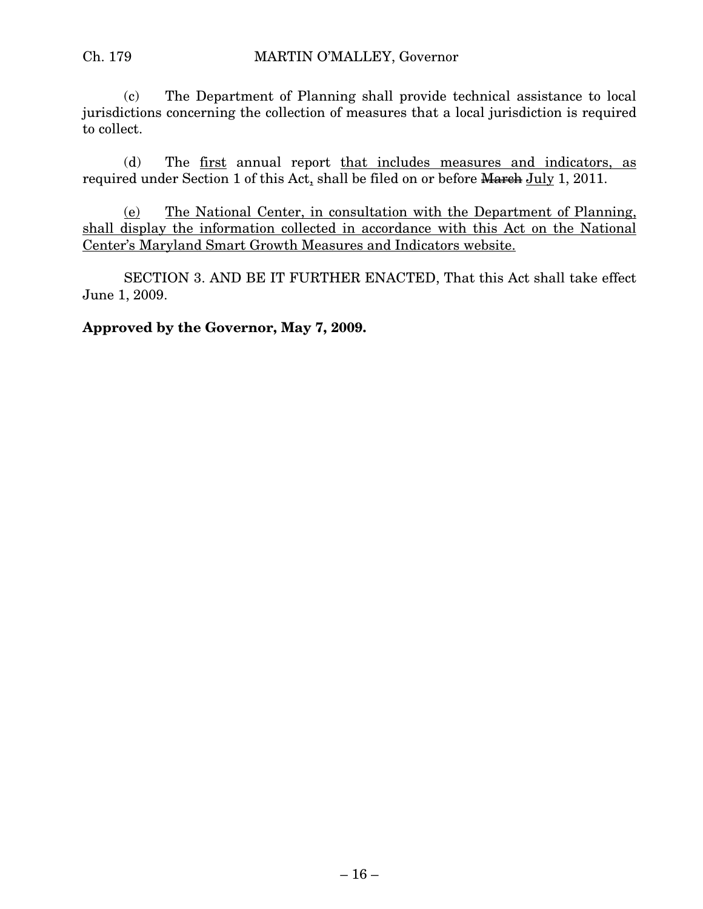(c) The Department of Planning shall provide technical assistance to local jurisdictions concerning the collection of measures that a local jurisdiction is required to collect.

(d) The <u>first</u> annual report <u>that includes measures and indicators, as required under Section 1 of this Act,</u> shall be filed on or before ~~March~~ <u>July</u> 1, 2011.

<u>(e) The National Center, in consultation with the Department of Planning, shall display the information collected in accordance with this Act on the National Center's Maryland Smart Growth Measures and Indicators website.</u>

SECTION 3. AND BE IT FURTHER ENACTED, That this Act shall take effect June 1, 2009.

**Approved by the Governor, May 7, 2009.**